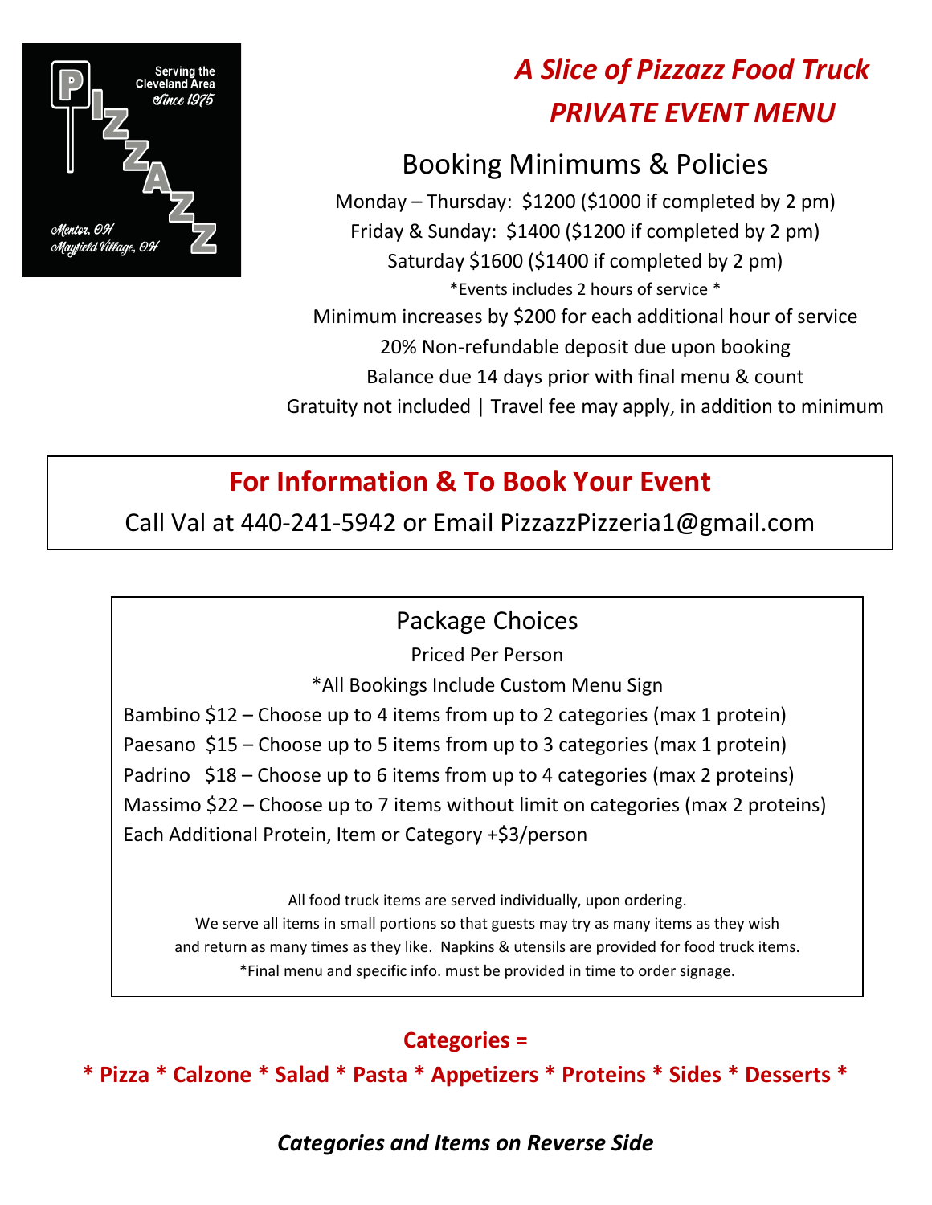PIZZAZZ

Serving the Cleveland Area *Since 1975*

*Mentor, OH*
*Mayfield Village, OH*

# *A Slice of Pizzazz Food Truck PRIVATE EVENT MENU*

## Booking Minimums & Policies

Monday – Thursday: $1200 ($1000 if completed by 2 pm)

Friday & Sunday: $1400 ($1200 if completed by 2 pm)

Saturday $1600 ($1400 if completed by 2 pm)

*Events includes 2 hours of service *

Minimum increases by $200 for each additional hour of service

20% Non-refundable deposit due upon booking

Balance due 14 days prior with final menu & count

Gratuity not included | Travel fee may apply, in addition to minimum

## For Information & To Book Your Event

Call Val at 440-241-5942 or Email PizzazzPizzeria1@gmail.com

## Package Choices

Priced Per Person

*All Bookings Include Custom Menu Sign

Bambino $12 – Choose up to 4 items from up to 2 categories (max 1 protein)

Paesano $15 – Choose up to 5 items from up to 3 categories (max 1 protein)

Padrino $18 – Choose up to 6 items from up to 4 categories (max 2 proteins)

Massimo $22 – Choose up to 7 items without limit on categories (max 2 proteins)

Each Additional Protein, Item or Category +$3/person

All food truck items are served individually, upon ordering.
We serve all items in small portions so that guests may try as many items as they wish and return as many times as they like. Napkins & utensils are provided for food truck items.
*Final menu and specific info. must be provided in time to order signage.

**Categories =**

*** Pizza * Calzone * Salad * Pasta * Appetizers * Proteins * Sides * Desserts ***

***Categories and Items on Reverse Side***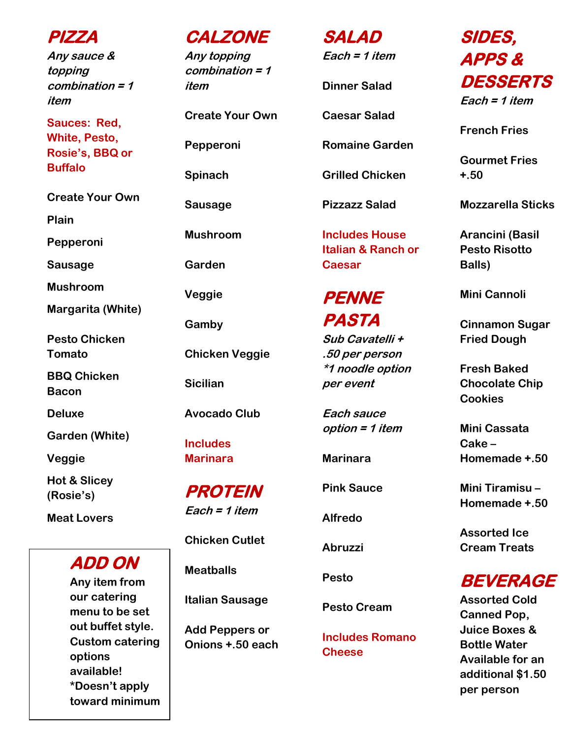## PIZZA

*Any sauce & topping combination = 1 item*

Sauces: Red, White, Pesto, Rosie's, BBQ or Buffalo

Create Your Own

Plain

Pepperoni

Sausage

Mushroom

Margarita (White)

Pesto Chicken Tomato

BBQ Chicken Bacon

Deluxe

Garden (White)

Veggie

Hot & Slicey (Rosie's)

Meat Lovers

## ADD ON

**Any item from our catering menu to be set out buffet style. Custom catering options available! *Doesn't apply toward minimum**

## CALZONE

*Any topping combination = 1 item*

Create Your Own

Pepperoni

Spinach

Sausage

Mushroom

Garden

Veggie

Gamby

Chicken Veggie

Sicilian

Avocado Club

Includes Marinara

## PROTEIN

*Each = 1 item*

Chicken Cutlet

Meatballs

Italian Sausage

Add Peppers or Onions +.50 each

## SALAD

*Each = 1 item*

Dinner Salad

Caesar Salad

Romaine Garden

Grilled Chicken

Pizzazz Salad

Includes House Italian & Ranch or Caesar

## PENNE PASTA

*Sub Cavatelli + .50 per person*
**1 noodle option per event*

*Each sauce option = 1 item*

Marinara

Pink Sauce

Alfredo

Abruzzi

Pesto

Pesto Cream

Includes Romano Cheese

## SIDES, APPS & DESSERTS

*Each = 1 item*

French Fries

Gourmet Fries +.50

Mozzarella Sticks

Arancini (Basil Pesto Risotto Balls)

Mini Cannoli

Cinnamon Sugar Fried Dough

Fresh Baked Chocolate Chip Cookies

Mini Cassata Cake – Homemade +.50

Mini Tiramisu – Homemade +.50

Assorted Ice Cream Treats

## BEVERAGE

Assorted Cold Canned Pop, Juice Boxes & Bottle Water Available for an additional $1.50 per person